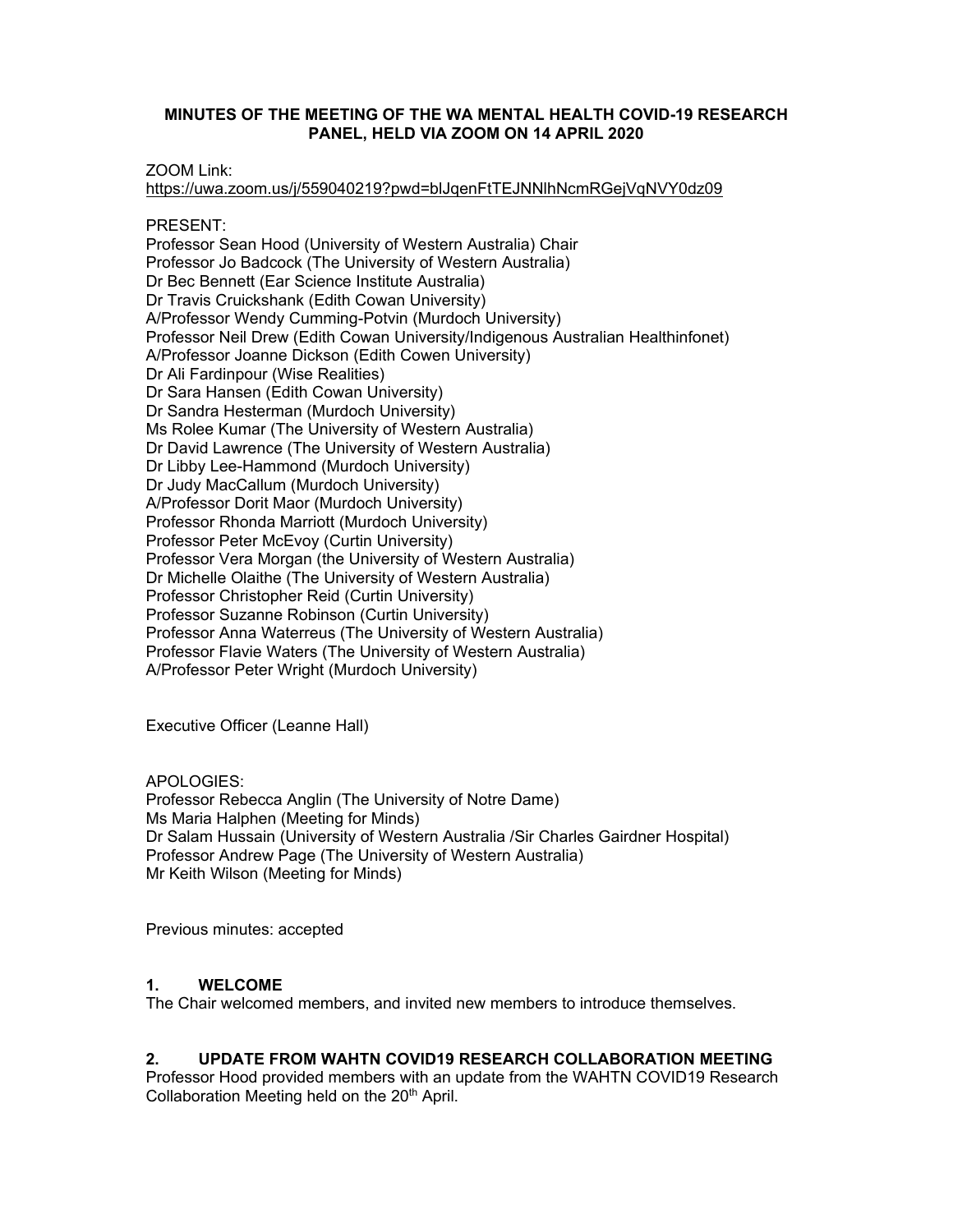**MINUTES OF THE MEETING OF THE WA MENTAL HEALTH COVID-19 RESEARCH PANEL, HELD VIA ZOOM ON 14 APRIL 2020**

ZOOM Link:
https://uwa.zoom.us/j/559040219?pwd=blJqenFtTEJNNlhNcmRGejVqNVY0dz09

PRESENT:
Professor Sean Hood (University of Western Australia) Chair
Professor Jo Badcock (The University of Western Australia)
Dr Bec Bennett (Ear Science Institute Australia)
Dr Travis Cruickshank (Edith Cowan University)
A/Professor Wendy Cumming-Potvin (Murdoch University)
Professor Neil Drew (Edith Cowan University/Indigenous Australian Healthinfonet)
A/Professor Joanne Dickson (Edith Cowen University)
Dr Ali Fardinpour (Wise Realities)
Dr Sara Hansen (Edith Cowan University)
Dr Sandra Hesterman (Murdoch University)
Ms Rolee Kumar (The University of Western Australia)
Dr David Lawrence (The University of Western Australia)
Dr Libby Lee-Hammond (Murdoch University)
Dr Judy MacCallum (Murdoch University)
A/Professor Dorit Maor (Murdoch University)
Professor Rhonda Marriott (Murdoch University)
Professor Peter McEvoy (Curtin University)
Professor Vera Morgan (the University of Western Australia)
Dr Michelle Olaithe (The University of Western Australia)
Professor Christopher Reid (Curtin University)
Professor Suzanne Robinson (Curtin University)
Professor Anna Waterreus (The University of Western Australia)
Professor Flavie Waters (The University of Western Australia)
A/Professor Peter Wright (Murdoch University)

Executive Officer (Leanne Hall)

APOLOGIES:
Professor Rebecca Anglin (The University of Notre Dame)
Ms Maria Halphen (Meeting for Minds)
Dr Salam Hussain (University of Western Australia /Sir Charles Gairdner Hospital)
Professor Andrew Page (The University of Western Australia)
Mr Keith Wilson (Meeting for Minds)

Previous minutes: accepted

## 1. WELCOME

The Chair welcomed members, and invited new members to introduce themselves.

## 2. UPDATE FROM WAHTN COVID19 RESEARCH COLLABORATION MEETING

Professor Hood provided members with an update from the WAHTN COVID19 Research Collaboration Meeting held on the 20th April.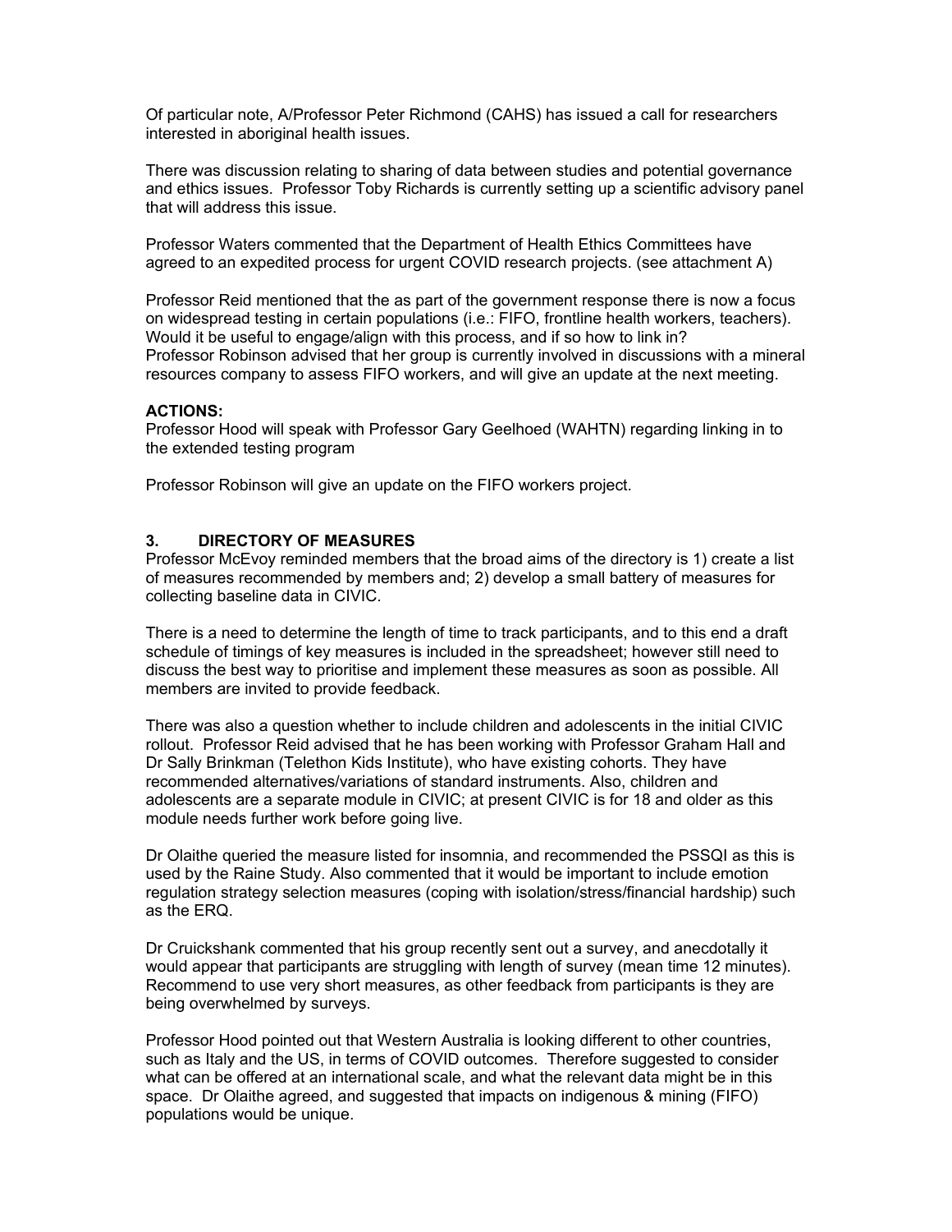Of particular note, A/Professor Peter Richmond (CAHS) has issued a call for researchers interested in aboriginal health issues.

There was discussion relating to sharing of data between studies and potential governance and ethics issues. Professor Toby Richards is currently setting up a scientific advisory panel that will address this issue.

Professor Waters commented that the Department of Health Ethics Committees have agreed to an expedited process for urgent COVID research projects. (see attachment A)

Professor Reid mentioned that the as part of the government response there is now a focus on widespread testing in certain populations (i.e.: FIFO, frontline health workers, teachers). Would it be useful to engage/align with this process, and if so how to link in?
Professor Robinson advised that her group is currently involved in discussions with a mineral resources company to assess FIFO workers, and will give an update at the next meeting.

**ACTIONS:**
Professor Hood will speak with Professor Gary Geelhoed (WAHTN) regarding linking in to the extended testing program

Professor Robinson will give an update on the FIFO workers project.

### 3. DIRECTORY OF MEASURES

Professor McEvoy reminded members that the broad aims of the directory is 1) create a list of measures recommended by members and; 2) develop a small battery of measures for collecting baseline data in CIVIC.

There is a need to determine the length of time to track participants, and to this end a draft schedule of timings of key measures is included in the spreadsheet; however still need to discuss the best way to prioritise and implement these measures as soon as possible. All members are invited to provide feedback.

There was also a question whether to include children and adolescents in the initial CIVIC rollout. Professor Reid advised that he has been working with Professor Graham Hall and Dr Sally Brinkman (Telethon Kids Institute), who have existing cohorts. They have recommended alternatives/variations of standard instruments. Also, children and adolescents are a separate module in CIVIC; at present CIVIC is for 18 and older as this module needs further work before going live.

Dr Olaithe queried the measure listed for insomnia, and recommended the PSSQI as this is used by the Raine Study. Also commented that it would be important to include emotion regulation strategy selection measures (coping with isolation/stress/financial hardship) such as the ERQ.

Dr Cruickshank commented that his group recently sent out a survey, and anecdotally it would appear that participants are struggling with length of survey (mean time 12 minutes). Recommend to use very short measures, as other feedback from participants is they are being overwhelmed by surveys.

Professor Hood pointed out that Western Australia is looking different to other countries, such as Italy and the US, in terms of COVID outcomes. Therefore suggested to consider what can be offered at an international scale, and what the relevant data might be in this space. Dr Olaithe agreed, and suggested that impacts on indigenous & mining (FIFO) populations would be unique.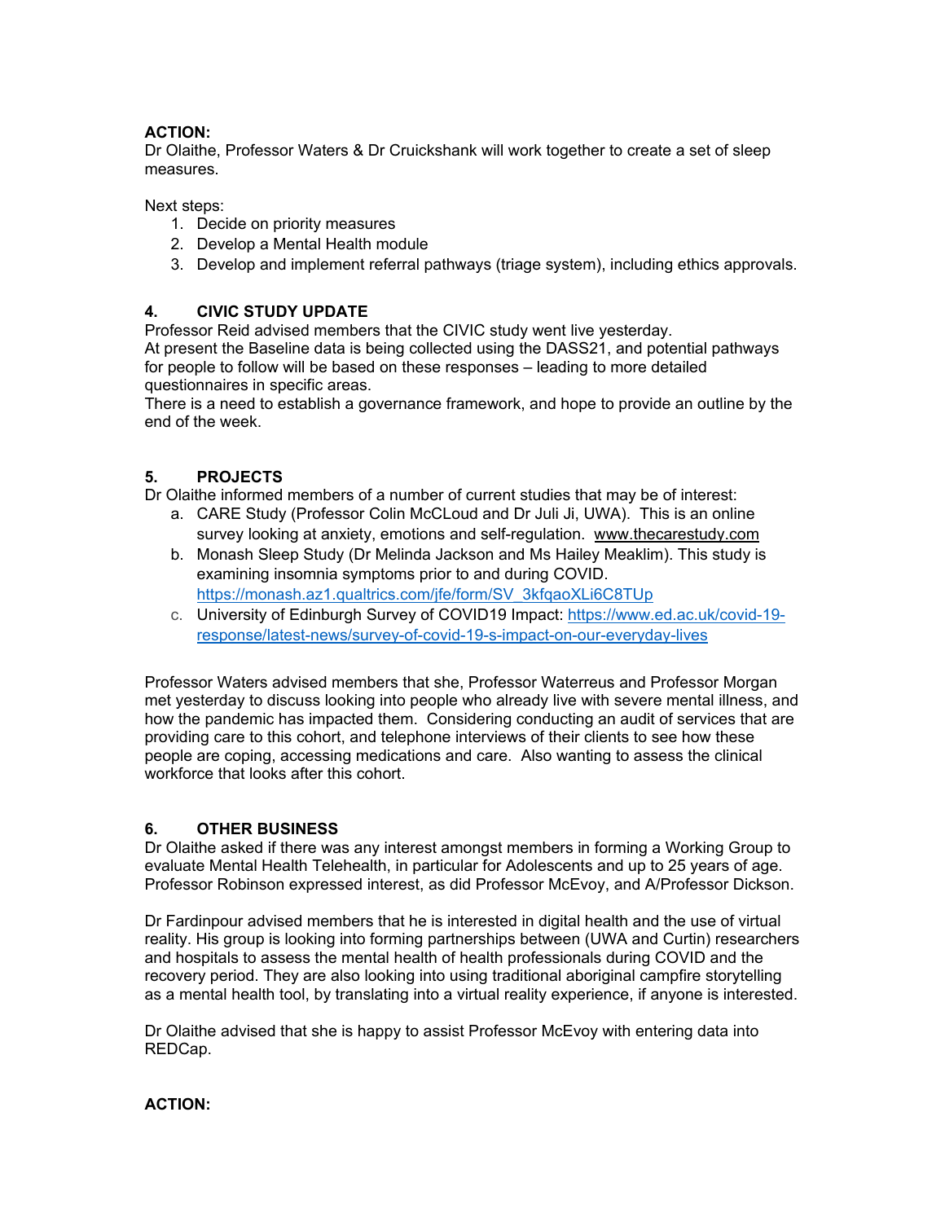**ACTION:**
Dr Olaithe, Professor Waters & Dr Cruickshank will work together to create a set of sleep measures.

Next steps:

1. Decide on priority measures
2. Develop a Mental Health module
3. Develop and implement referral pathways (triage system), including ethics approvals.

## 4. CIVIC STUDY UPDATE

Professor Reid advised members that the CIVIC study went live yesterday.
At present the Baseline data is being collected using the DASS21, and potential pathways for people to follow will be based on these responses – leading to more detailed questionnaires in specific areas.
There is a need to establish a governance framework, and hope to provide an outline by the end of the week.

## 5. PROJECTS

Dr Olaithe informed members of a number of current studies that may be of interest:

a. CARE Study (Professor Colin McCLoud and Dr Juli Ji, UWA). This is an online survey looking at anxiety, emotions and self-regulation. www.thecarestudy.com
b. Monash Sleep Study (Dr Melinda Jackson and Ms Hailey Meaklim). This study is examining insomnia symptoms prior to and during COVID. https://monash.az1.qualtrics.com/jfe/form/SV_3kfqaoXLi6C8TUp
c. University of Edinburgh Survey of COVID19 Impact: https://www.ed.ac.uk/covid-19-response/latest-news/survey-of-covid-19-s-impact-on-our-everyday-lives

Professor Waters advised members that she, Professor Waterreus and Professor Morgan met yesterday to discuss looking into people who already live with severe mental illness, and how the pandemic has impacted them. Considering conducting an audit of services that are providing care to this cohort, and telephone interviews of their clients to see how these people are coping, accessing medications and care. Also wanting to assess the clinical workforce that looks after this cohort.

## 6. OTHER BUSINESS

Dr Olaithe asked if there was any interest amongst members in forming a Working Group to evaluate Mental Health Telehealth, in particular for Adolescents and up to 25 years of age. Professor Robinson expressed interest, as did Professor McEvoy, and A/Professor Dickson.

Dr Fardinpour advised members that he is interested in digital health and the use of virtual reality. His group is looking into forming partnerships between (UWA and Curtin) researchers and hospitals to assess the mental health of health professionals during COVID and the recovery period. They are also looking into using traditional aboriginal campfire storytelling as a mental health tool, by translating into a virtual reality experience, if anyone is interested.

Dr Olaithe advised that she is happy to assist Professor McEvoy with entering data into REDCap.

**ACTION:**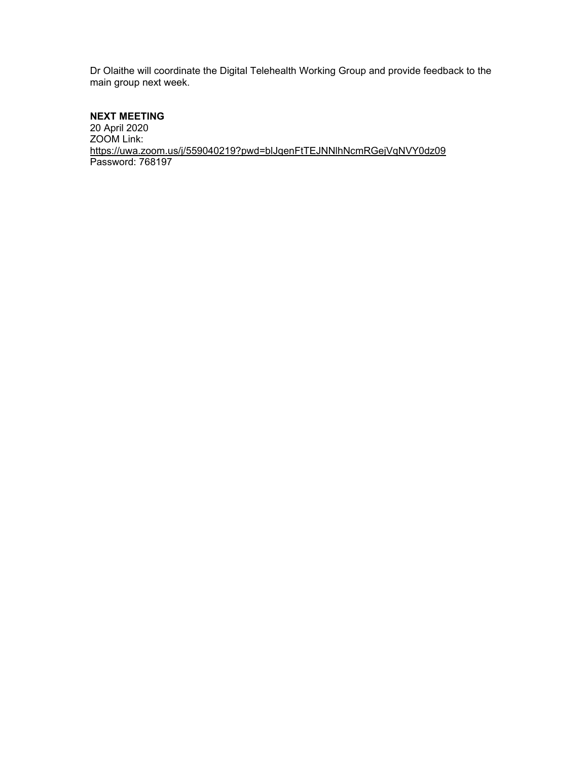Dr Olaithe will coordinate the Digital Telehealth Working Group and provide feedback to the main group next week.

**NEXT MEETING**
20 April 2020
ZOOM Link:
https://uwa.zoom.us/j/559040219?pwd=blJqenFtTEJNNlhNcmRGejVqNVY0dz09
Password: 768197